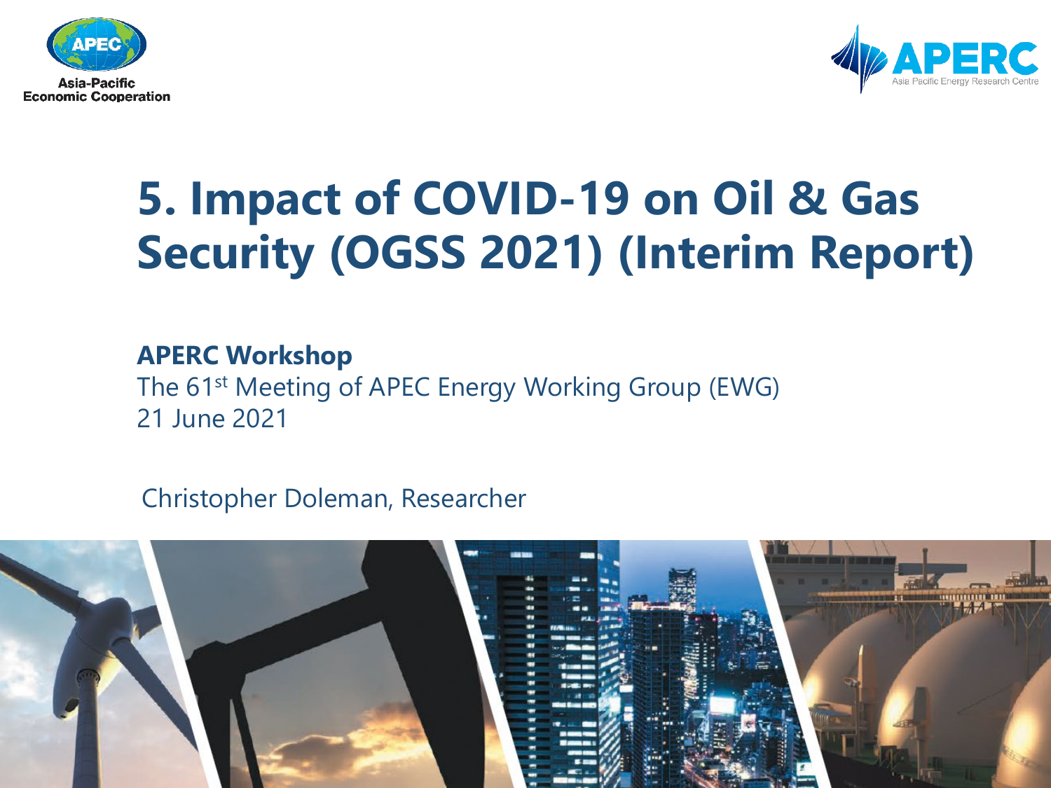Asia-Pacific Economic Cooperation

APERC Asia Pacific Energy Research Centre

# 5. Impact of COVID-19 on Oil & Gas Security (OGSS 2021) (Interim Report)

**APERC Workshop**

The 61st Meeting of APEC Energy Working Group (EWG)

21 June 2021

Christopher Doleman, Researcher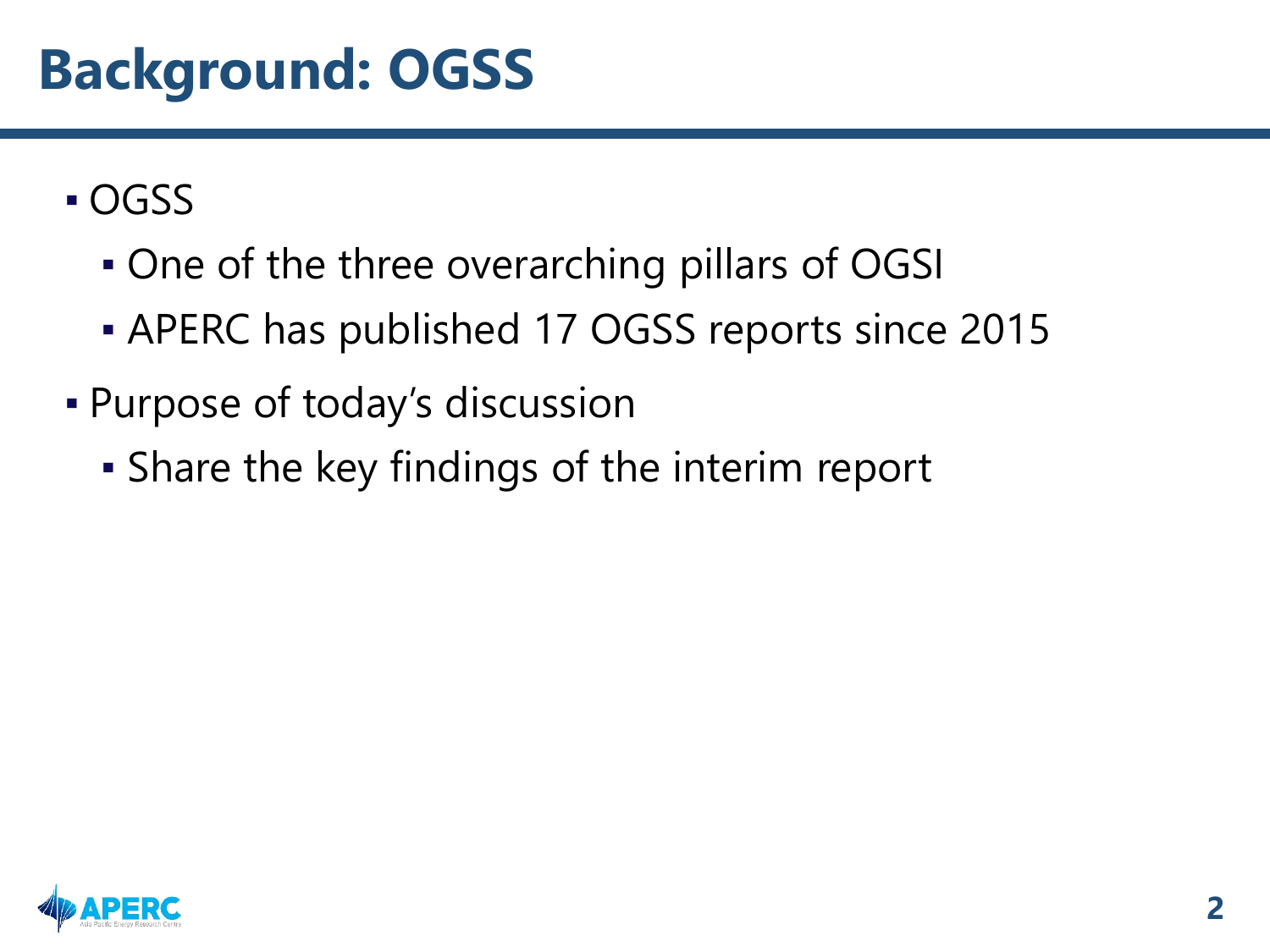# Background: OGSS

- OGSS
  - One of the three overarching pillars of OGSI
  - APERC has published 17 OGSS reports since 2015
- Purpose of today's discussion
  - Share the key findings of the interim report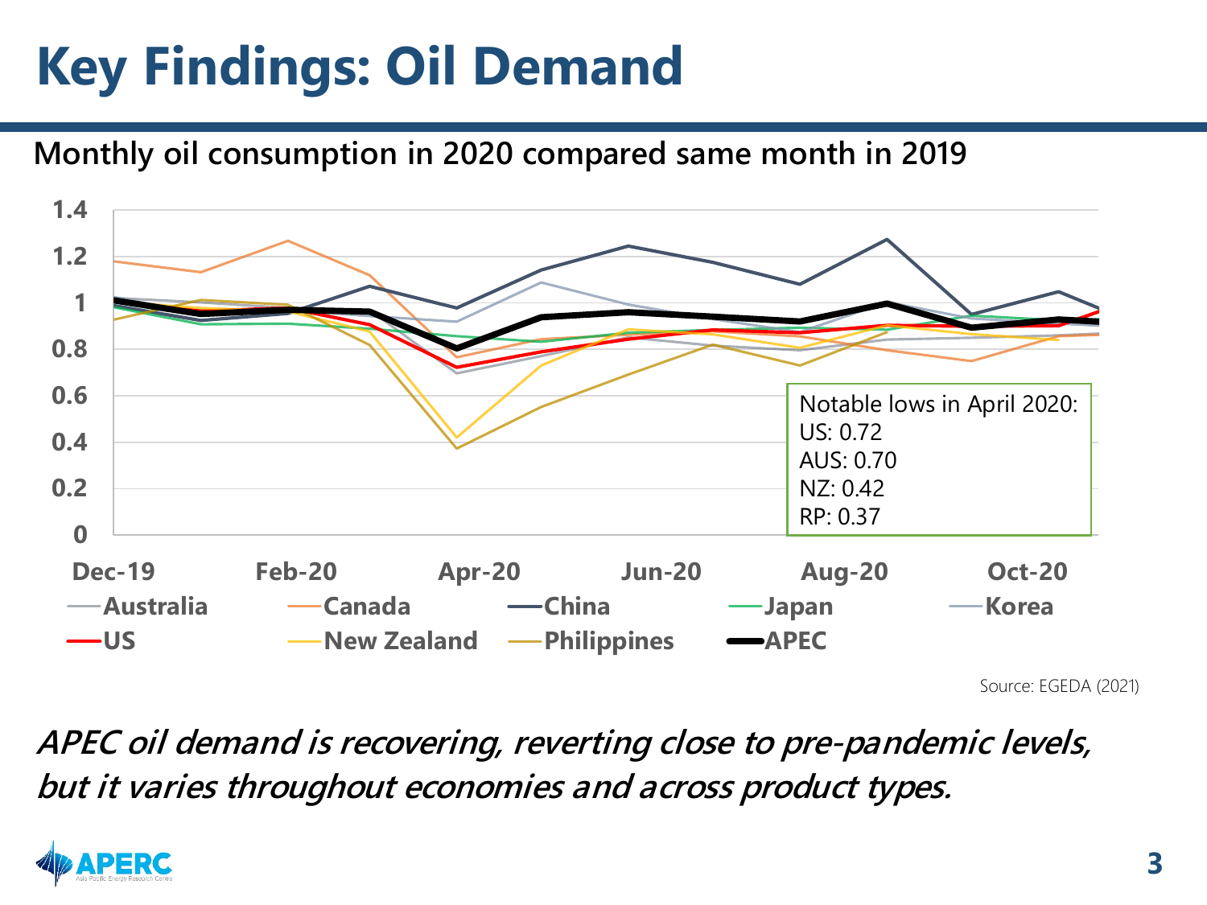# Key Findings: Oil Demand

**Monthly oil consumption in 2020 compared same month in 2019**

Notable lows in April 2020:
US: 0.72
AUS: 0.70
NZ: 0.42
RP: 0.37

Source: EGEDA (2021)

***APEC oil demand is recovering, reverting close to pre-pandemic levels, but it varies throughout economies and across product types.***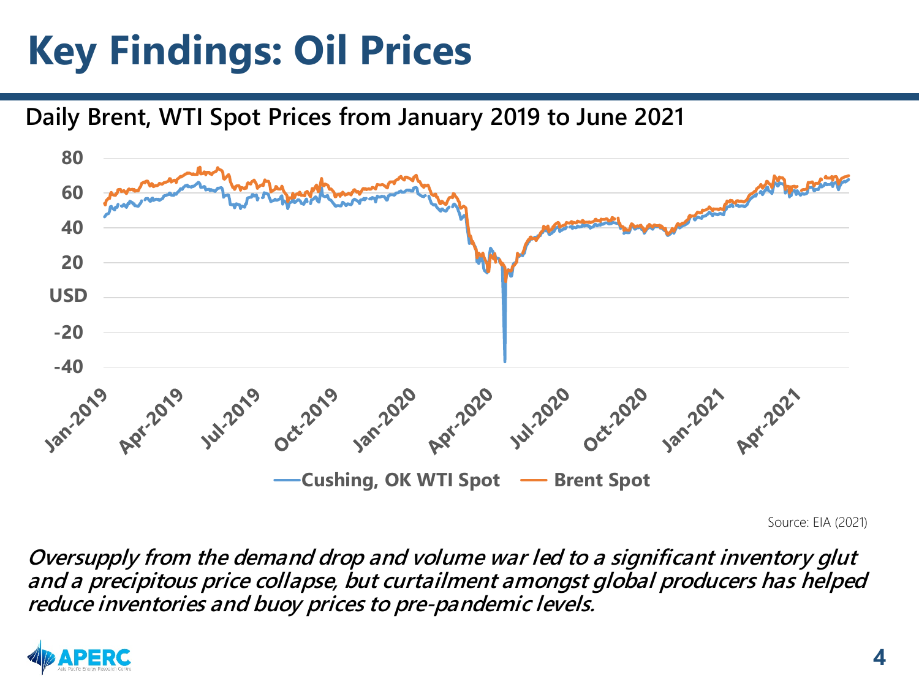# Key Findings: Oil Prices

**Daily Brent, WTI Spot Prices from January 2019 to June 2021**

Source: EIA (2021)

***Oversupply from the demand drop and volume war led to a significant inventory glut and a precipitous price collapse, but curtailment amongst global producers has helped reduce inventories and buoy prices to pre-pandemic levels.***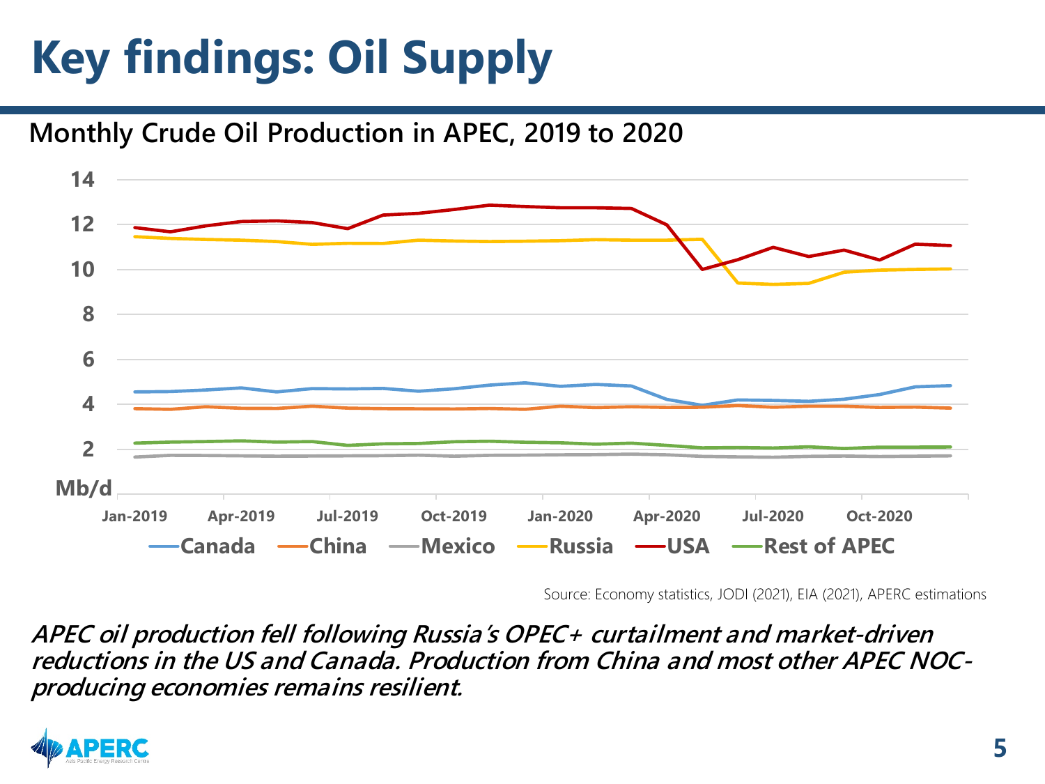# Key findings: Oil Supply

**Monthly Crude Oil Production in APEC, 2019 to 2020**

Source: Economy statistics, JODI (2021), EIA (2021), APERC estimations

***APEC oil production fell following Russia's OPEC+ curtailment and market-driven reductions in the US and Canada. Production from China and most other APEC NOC-producing economies remains resilient.***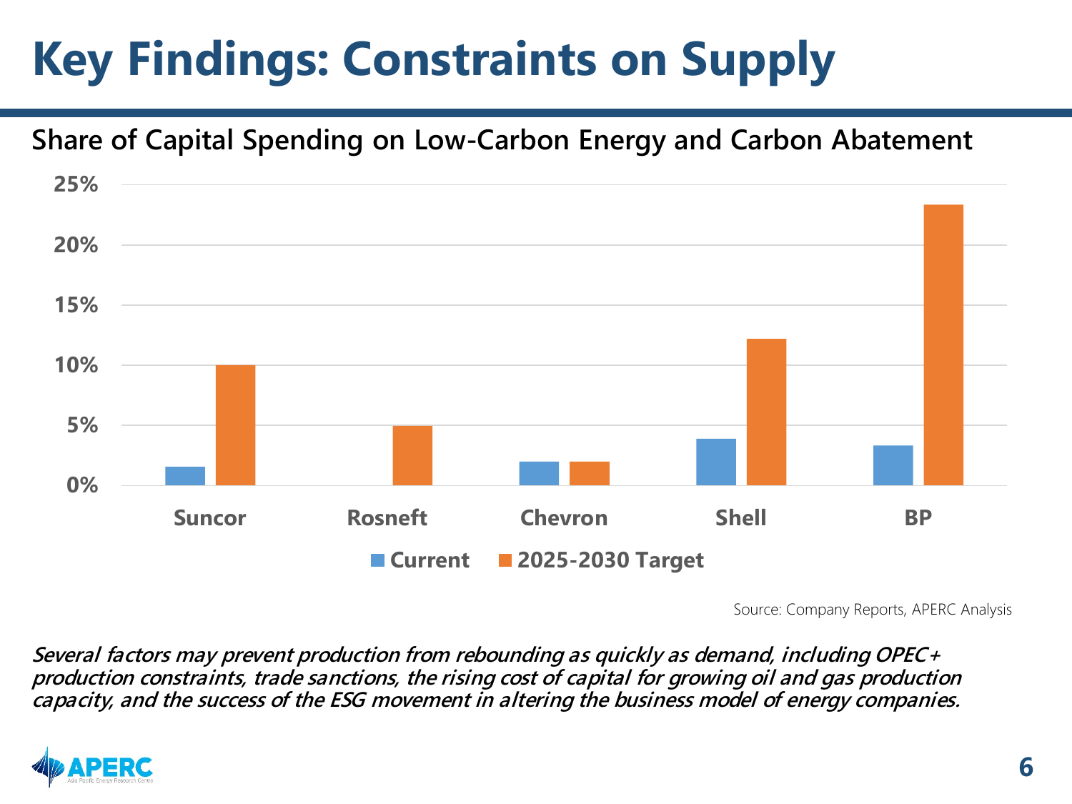# Key Findings: Constraints on Supply

**Share of Capital Spending on Low-Carbon Energy and Carbon Abatement**

| | Current | 2025-2030 Target |
|---|---|---|
| Suncor | ~1.5% | ~10% |
| Rosneft | | ~5% |
| Chevron | ~2% | ~2% |
| Shell | ~4% | ~12% |
| BP | ~3.3% | ~23% |

Source: Company Reports, APERC Analysis

*Several factors may prevent production from rebounding as quickly as demand, including OPEC+ production constraints, trade sanctions, the rising cost of capital for growing oil and gas production capacity, and the success of the ESG movement in altering the business model of energy companies.*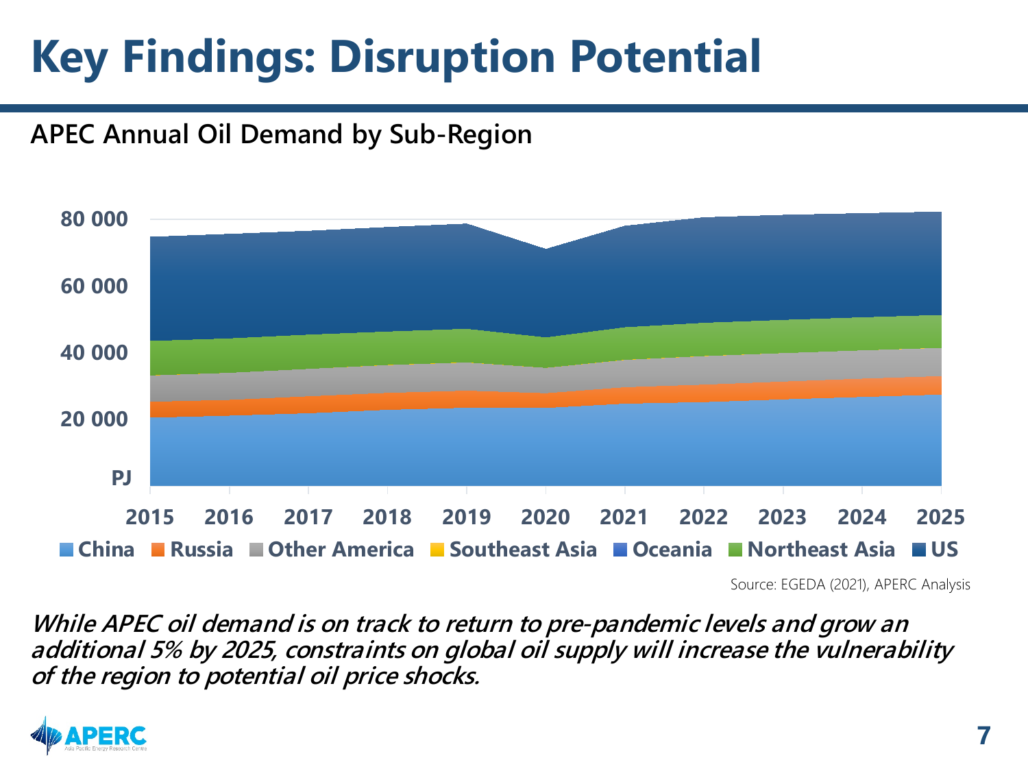# Key Findings: Disruption Potential

## APEC Annual Oil Demand by Sub-Region

PJ

80 000
60 000
40 000
20 000

2015 2016 2017 2018 2019 2020 2021 2022 2023 2024 2025

China, Russia, Other America, Southeast Asia, Oceania, Northeast Asia, US

Source: EGEDA (2021), APERC Analysis

***While APEC oil demand is on track to return to pre-pandemic levels and grow an additional 5% by 2025, constraints on global oil supply will increase the vulnerability of the region to potential oil price shocks.***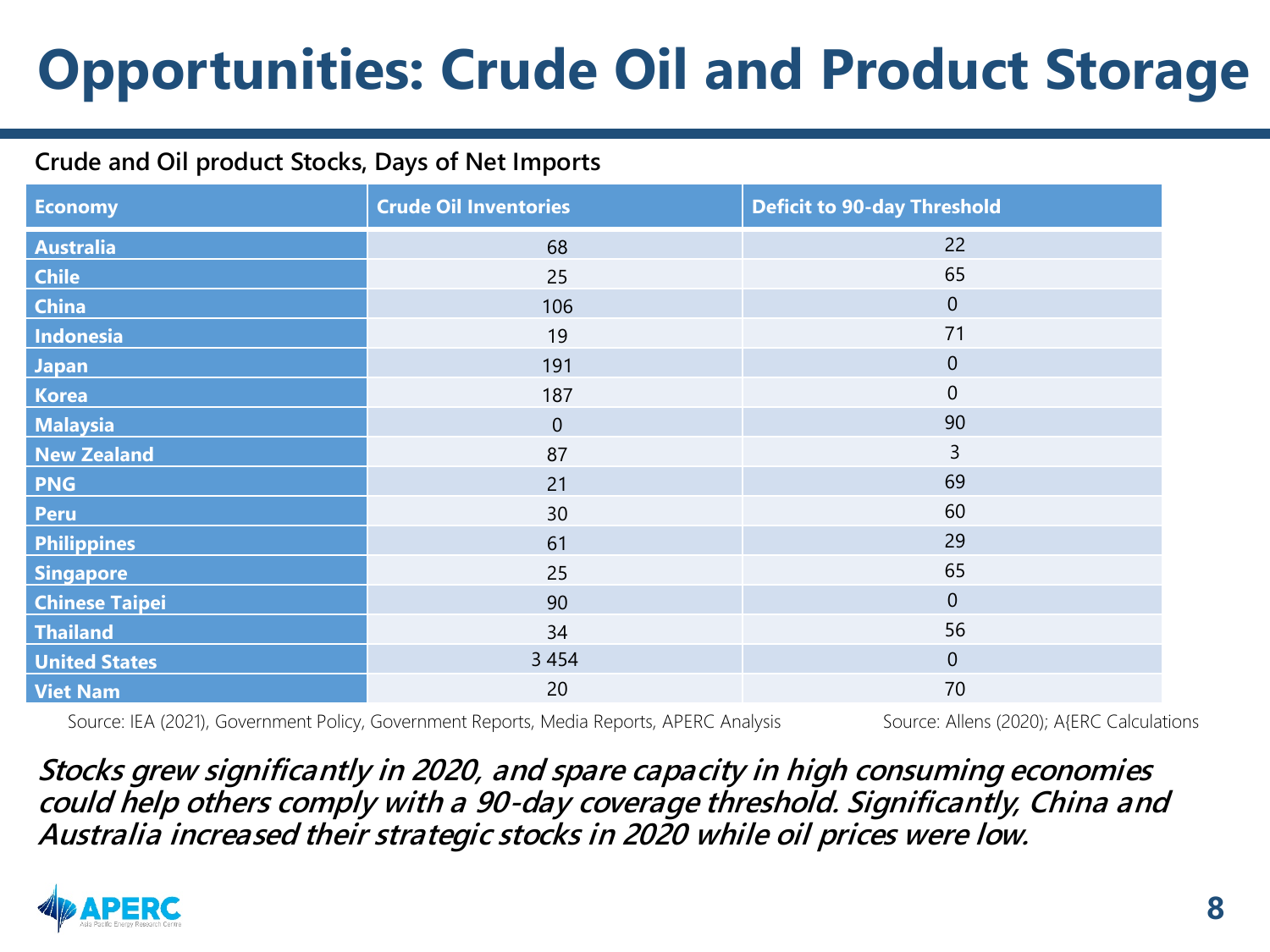# Opportunities: Crude Oil and Product Storage

**Crude and Oil product Stocks, Days of Net Imports**

| Economy | Crude Oil Inventories | Deficit to 90-day Threshold |
|---|---|---|
| Australia | 68 | 22 |
| Chile | 25 | 65 |
| China | 106 | 0 |
| Indonesia | 19 | 71 |
| Japan | 191 | 0 |
| Korea | 187 | 0 |
| Malaysia | 0 | 90 |
| New Zealand | 87 | 3 |
| PNG | 21 | 69 |
| Peru | 30 | 60 |
| Philippines | 61 | 29 |
| Singapore | 25 | 65 |
| Chinese Taipei | 90 | 0 |
| Thailand | 34 | 56 |
| United States | 3 454 | 0 |
| Viet Nam | 20 | 70 |

Source: IEA (2021), Government Policy, Government Reports, Media Reports, APERC Analysis

Source: Allens (2020); A{ERC Calculations

***Stocks grew significantly in 2020, and spare capacity in high consuming economies could help others comply with a 90-day coverage threshold. Significantly, China and Australia increased their strategic stocks in 2020 while oil prices were low.***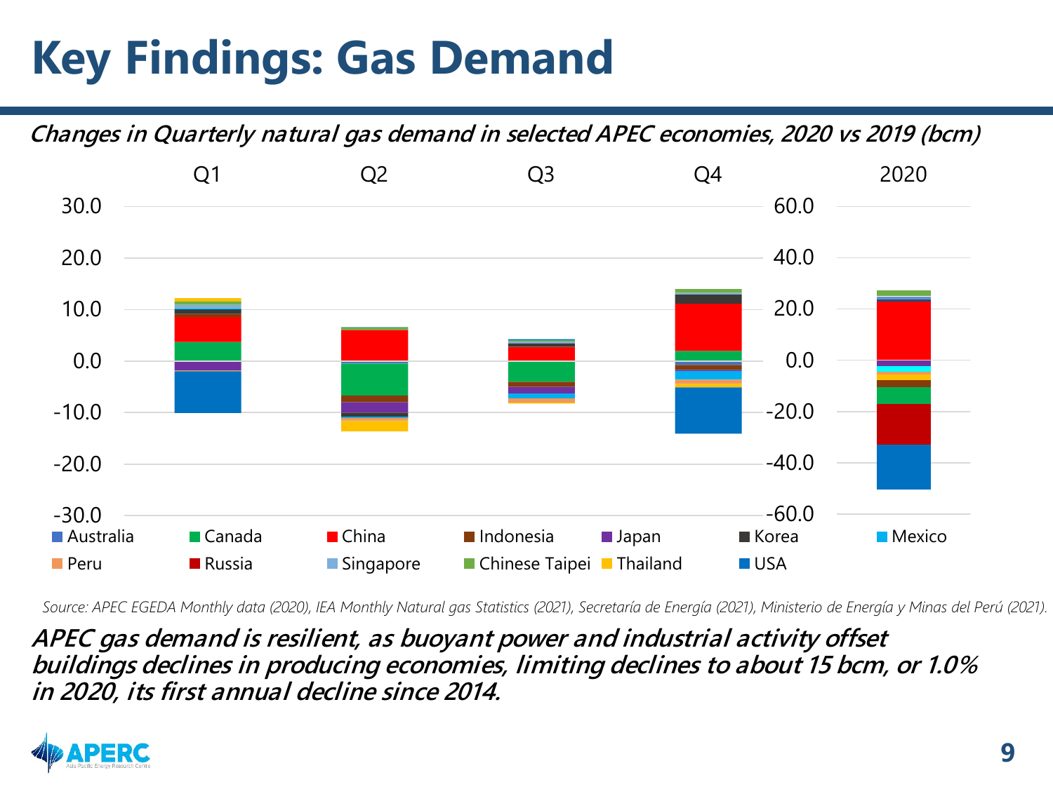# Key Findings: Gas Demand

***Changes in Quarterly natural gas demand in selected APEC economies, 2020 vs 2019 (bcm)***

Q1 Q2 Q3 Q4 2020

Australia, Canada, China, Indonesia, Japan, Korea, Mexico, Peru, Russia, Singapore, Chinese Taipei, Thailand, USA

*Source: APEC EGEDA Monthly data (2020), IEA Monthly Natural gas Statistics (2021), Secretaría de Energía (2021), Ministerio de Energía y Minas del Perú (2021).*

***APEC gas demand is resilient, as buoyant power and industrial activity offset buildings declines in producing economies, limiting declines to about 15 bcm, or 1.0% in 2020, its first annual decline since 2014.***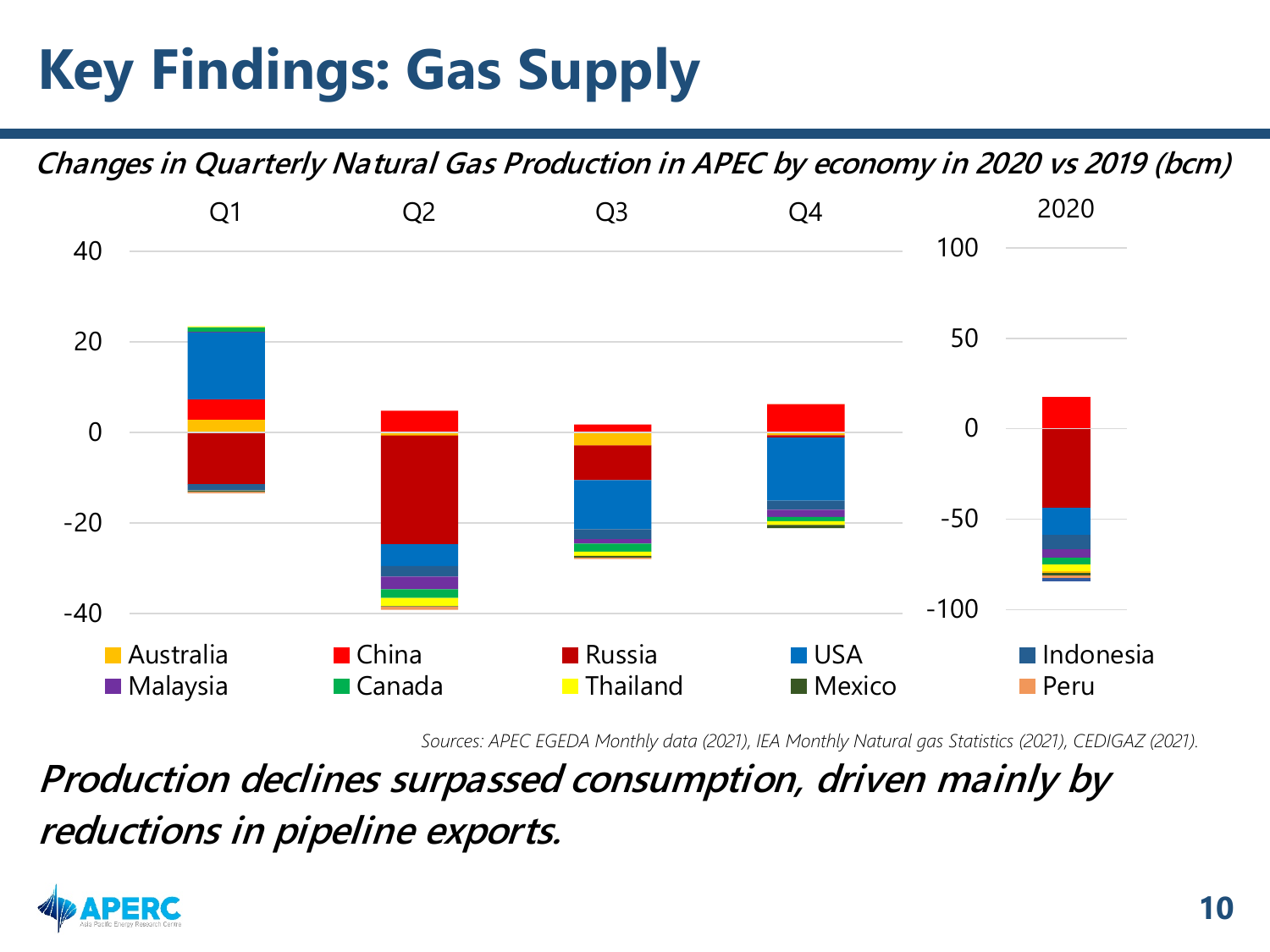# Key Findings: Gas Supply

*Changes in Quarterly Natural Gas Production in APEC by economy in 2020 vs 2019 (bcm)*

Q1 Q2 Q3 Q4 2020

Australia, China, Russia, USA, Indonesia, Malaysia, Canada, Thailand, Mexico, Peru

*Sources: APEC EGEDA Monthly data (2021), IEA Monthly Natural gas Statistics (2021), CEDIGAZ (2021).*

***Production declines surpassed consumption, driven mainly by reductions in pipeline exports.***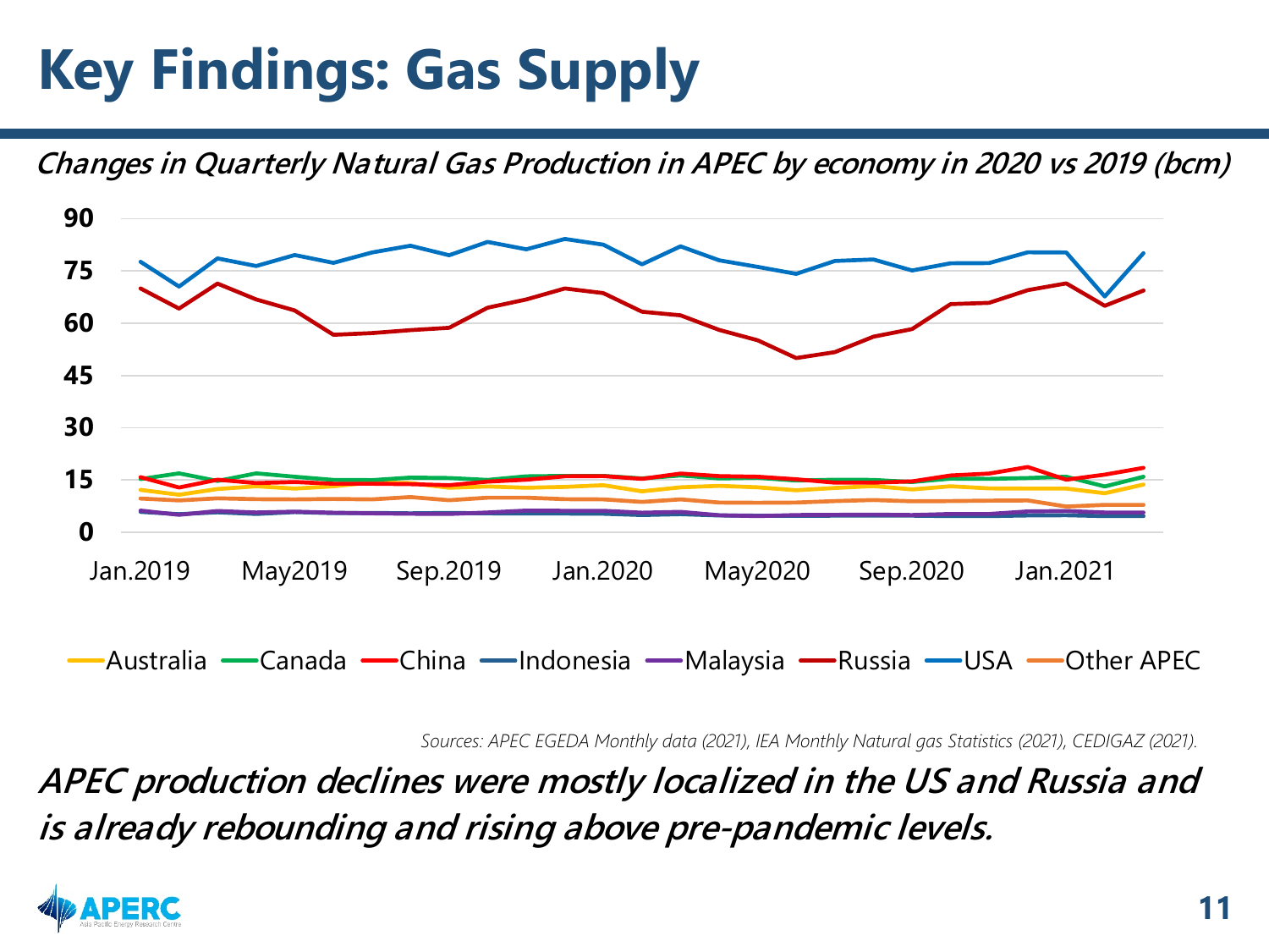# Key Findings: Gas Supply

***Changes in Quarterly Natural Gas Production in APEC by economy in 2020 vs 2019 (bcm)***

*Sources: APEC EGEDA Monthly data (2021), IEA Monthly Natural gas Statistics (2021), CEDIGAZ (2021).*

***APEC production declines were mostly localized in the US and Russia and is already rebounding and rising above pre-pandemic levels.***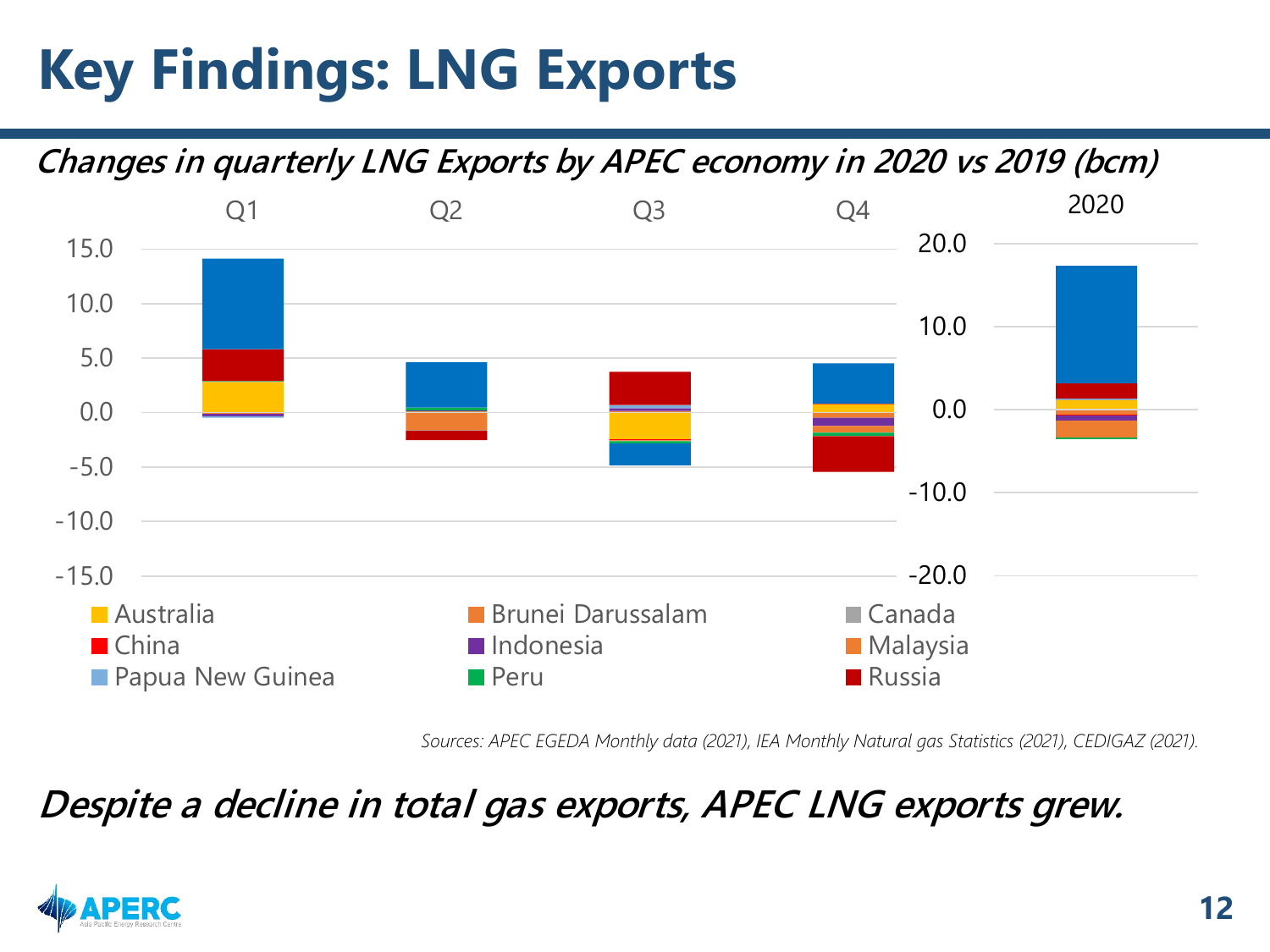# Key Findings: LNG Exports

***Changes in quarterly LNG Exports by APEC economy in 2020 vs 2019 (bcm)***

Q1 Q2 Q3 Q4 2020

15.0 10.0 5.0 0.0 -5.0 -10.0 -15.0

20.0 10.0 0.0 -10.0 -20.0

Australia, Brunei Darussalam, Canada, China, Indonesia, Malaysia, Papua New Guinea, Peru, Russia

*Sources: APEC EGEDA Monthly data (2021), IEA Monthly Natural gas Statistics (2021), CEDIGAZ (2021).*

***Despite a decline in total gas exports, APEC LNG exports grew.***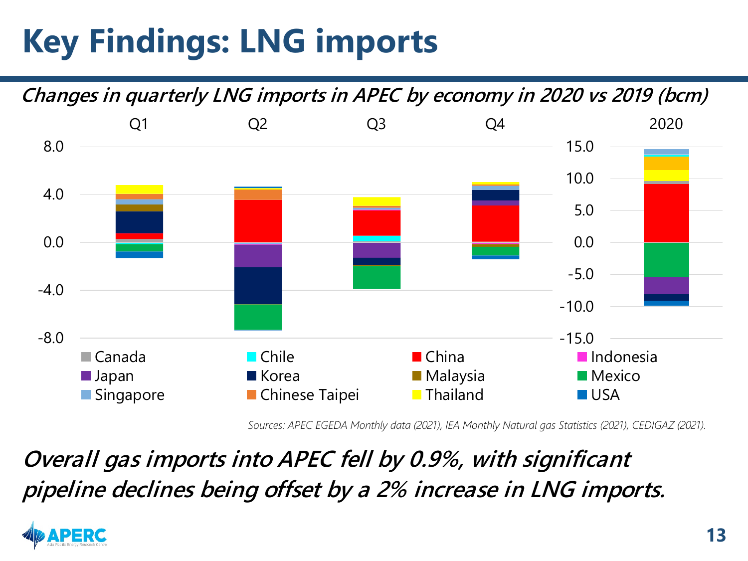# Key Findings: LNG imports

*Changes in quarterly LNG imports in APEC by economy in 2020 vs 2019 (bcm)*

Q1 Q2 Q3 Q4 2020

Canada, Chile, China, Indonesia, Japan, Korea, Malaysia, Mexico, Singapore, Chinese Taipei, Thailand, USA

*Sources: APEC EGEDA Monthly data (2021), IEA Monthly Natural gas Statistics (2021), CEDIGAZ (2021).*

***Overall gas imports into APEC fell by 0.9%, with significant pipeline declines being offset by a 2% increase in LNG imports.***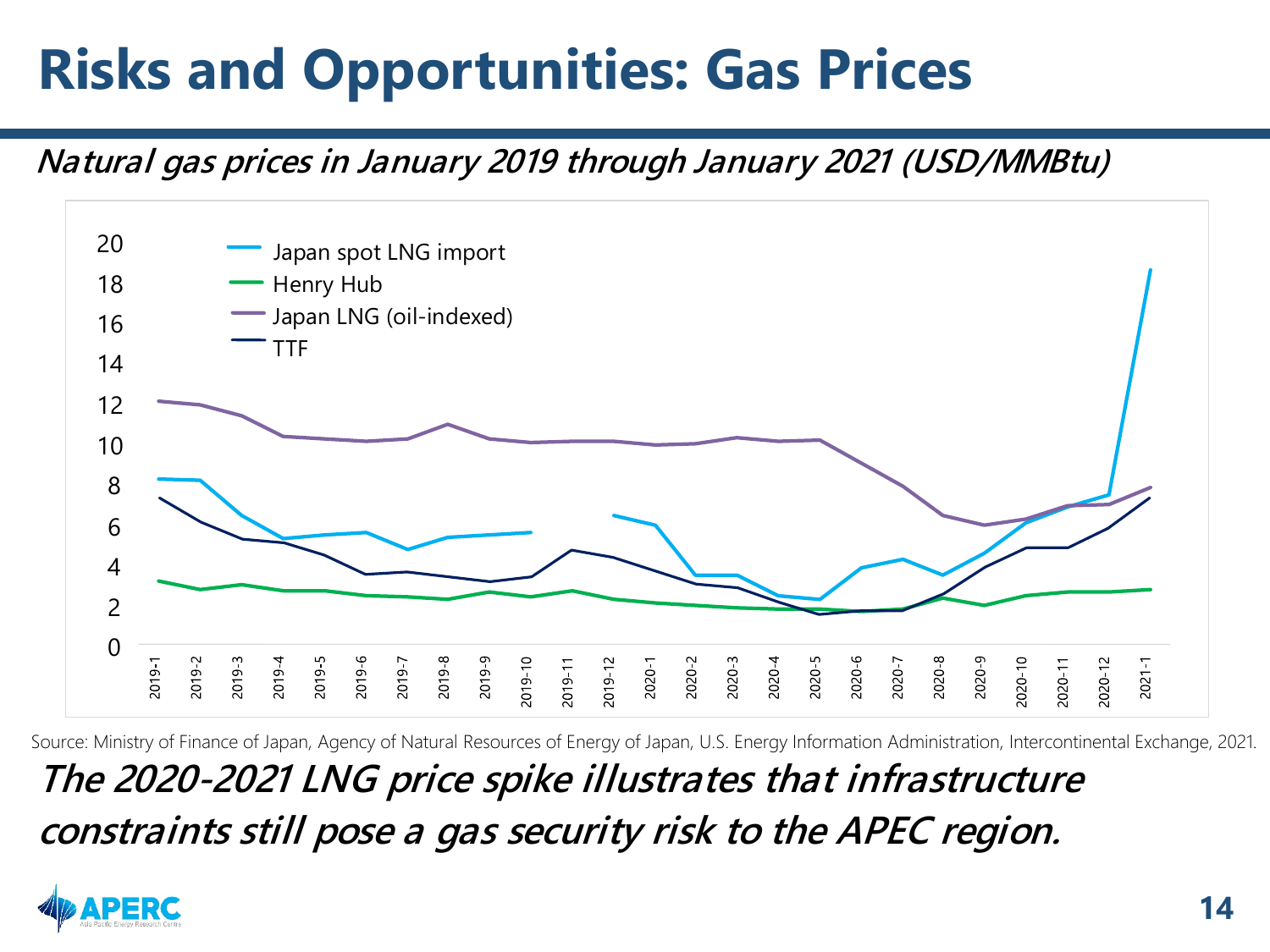# Risks and Opportunities: Gas Prices

***Natural gas prices in January 2019 through January 2021 (USD/MMBtu)***

Source: Ministry of Finance of Japan, Agency of Natural Resources of Energy of Japan, U.S. Energy Information Administration, Intercontinental Exchange, 2021.

***The 2020-2021 LNG price spike illustrates that infrastructure constraints still pose a gas security risk to the APEC region.***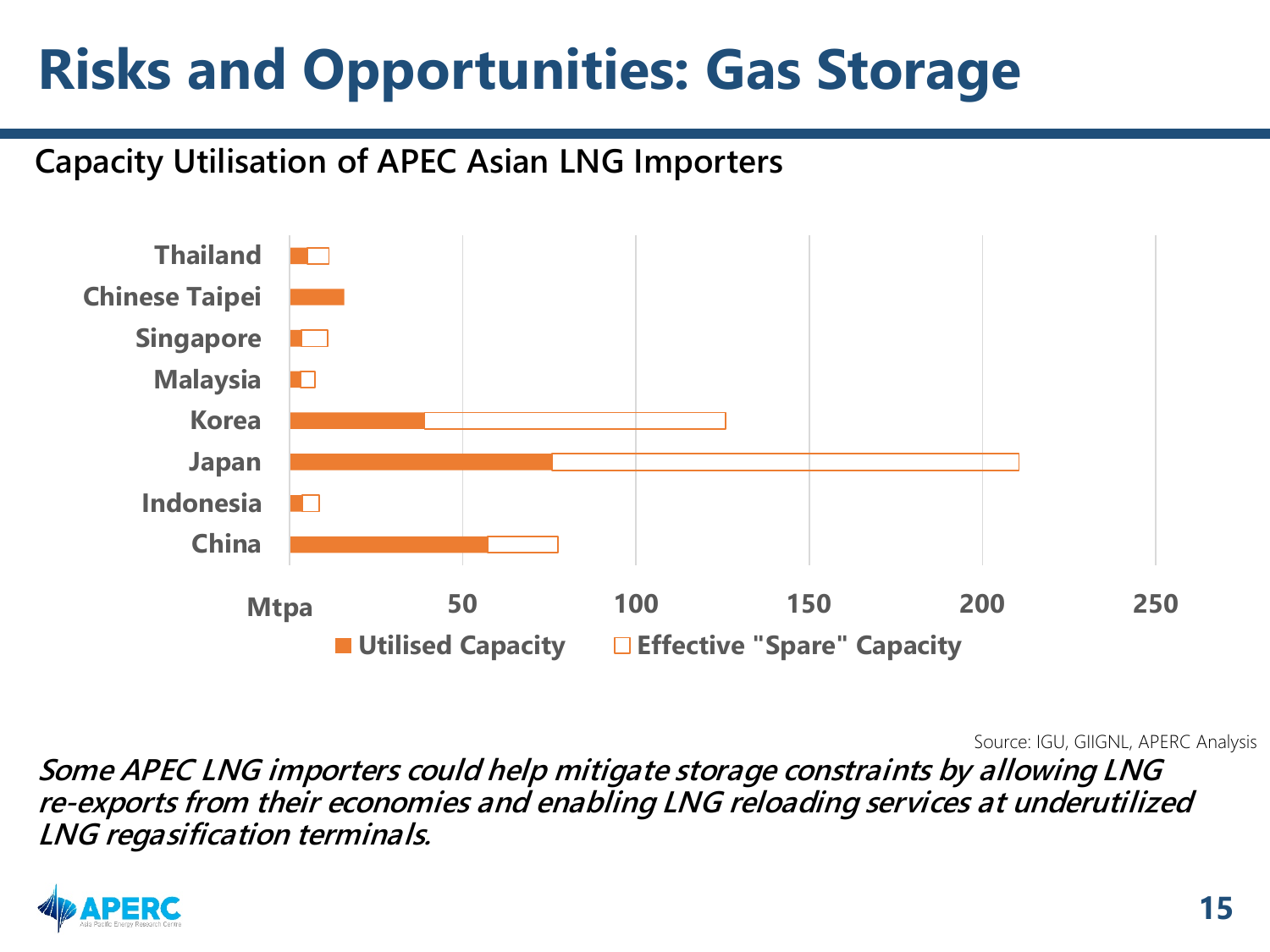# Risks and Opportunities: Gas Storage

## Capacity Utilisation of APEC Asian LNG Importers

Thailand
Chinese Taipei
Singapore
Malaysia
Korea
Japan
Indonesia
China

Mtpa 50 100 150 200 250

Utilised Capacity    Effective "Spare" Capacity

Source: IGU, GIIGNL, APERC Analysis

***Some APEC LNG importers could help mitigate storage constraints by allowing LNG re-exports from their economies and enabling LNG reloading services at underutilized LNG regasification terminals.***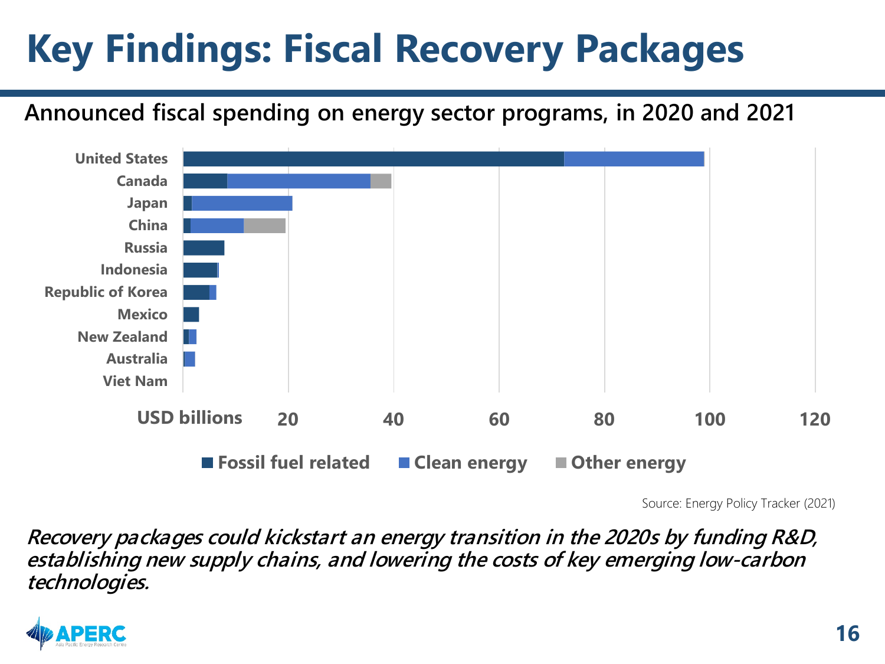# Key Findings: Fiscal Recovery Packages

**Announced fiscal spending on energy sector programs, in 2020 and 2021**

Countries: United States, Canada, Japan, China, Russia, Indonesia, Republic of Korea, Mexico, New Zealand, Australia, Viet Nam

USD billions: 20, 40, 60, 80, 100, 120

Fossil fuel related · Clean energy · Other energy

Source: Energy Policy Tracker (2021)

***Recovery packages could kickstart an energy transition in the 2020s by funding R&D, establishing new supply chains, and lowering the costs of key emerging low-carbon technologies.***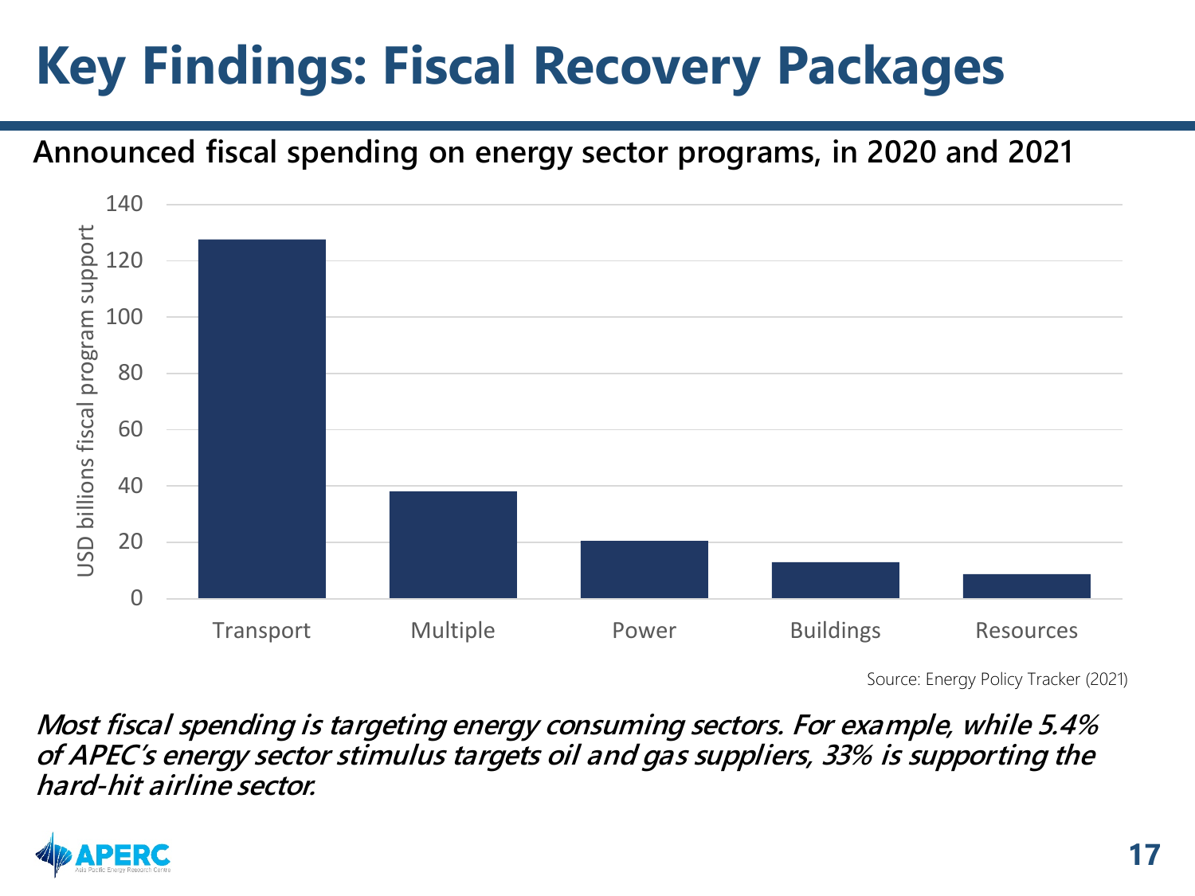# Key Findings: Fiscal Recovery Packages

**Announced fiscal spending on energy sector programs, in 2020 and 2021**

USD billions fiscal program support

| Sector | Value (approx.) |
|---|---|
| Transport | 127 |
| Multiple | 38 |
| Power | 20 |
| Buildings | 13 |
| Resources | 9 |

Source: Energy Policy Tracker (2021)

***Most fiscal spending is targeting energy consuming sectors. For example, while 5.4% of APEC's energy sector stimulus targets oil and gas suppliers, 33% is supporting the hard-hit airline sector.***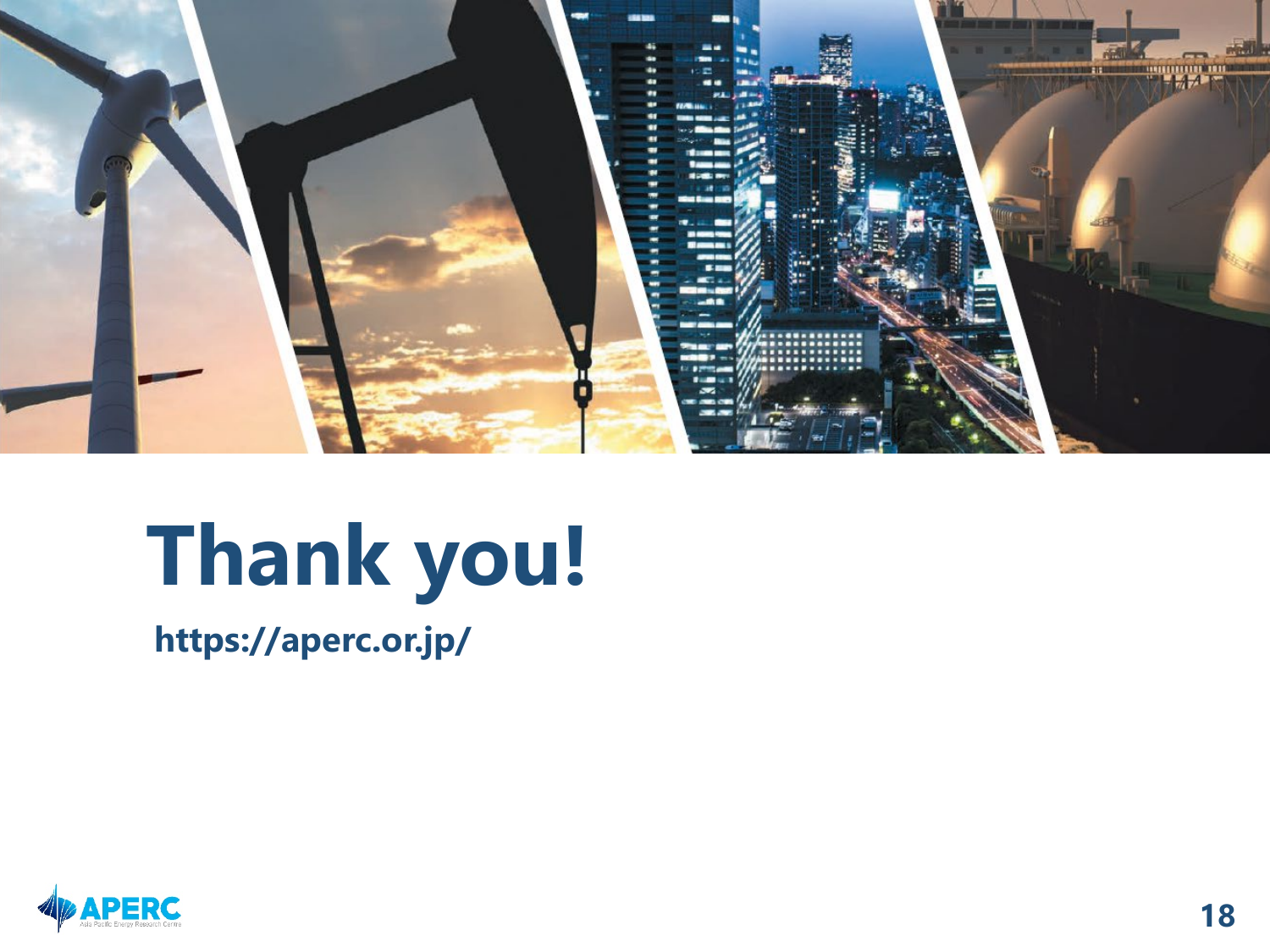# Thank you!

**https://aperc.or.jp/**